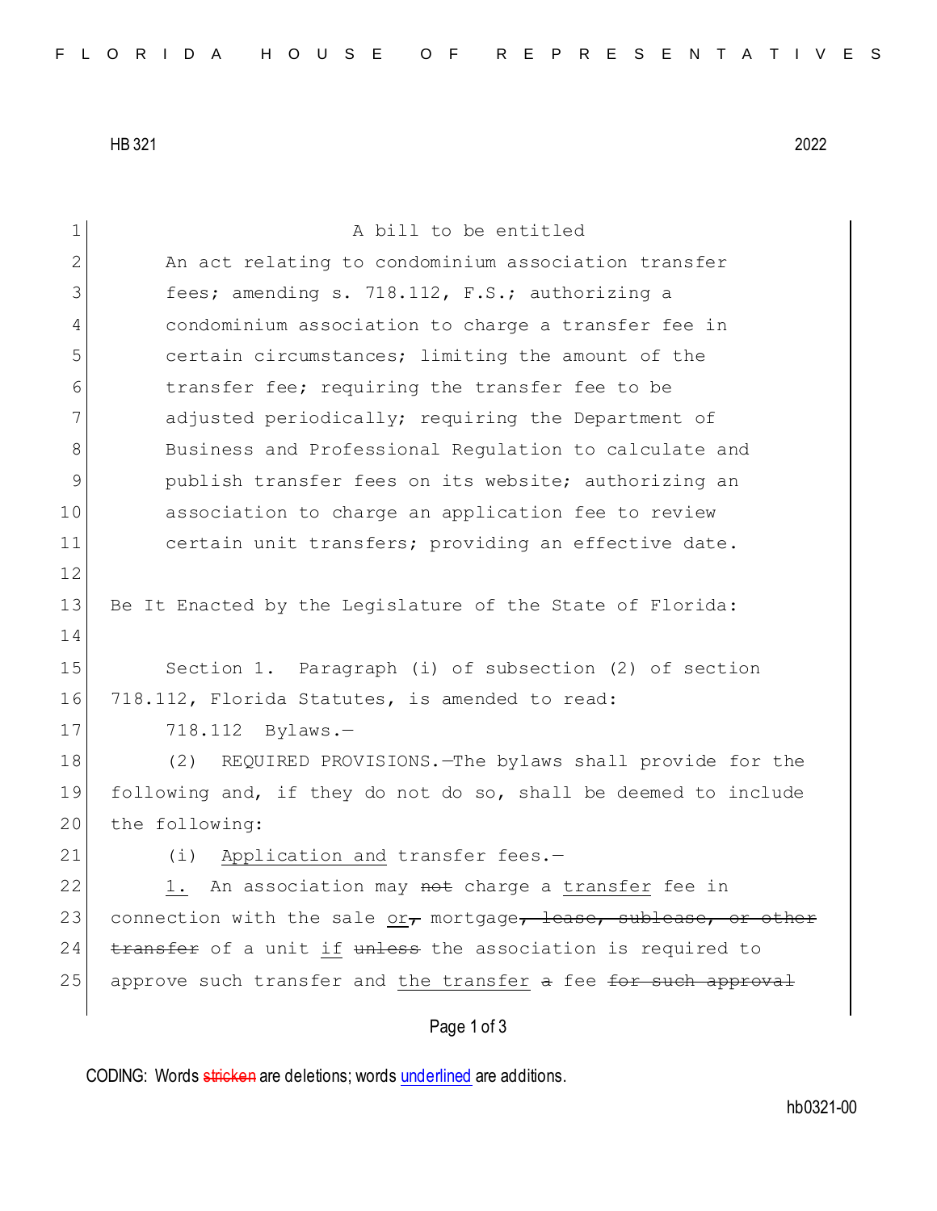HB 321 2022

A bill to be entitled

An act relating to condominium association transfer fees; amending s. 718.112, F.S.; authorizing a condominium association to charge a transfer fee in certain circumstances; limiting the amount of the transfer fee; requiring the transfer fee to be adjusted periodically; requiring the Department of Business and Professional Regulation to calculate and publish transfer fees on its website; authorizing an association to charge an application fee to review certain unit transfers; providing an effective date.

Be It Enacted by the Legislature of the State of Florida:

Section 1. Paragraph (i) of subsection (2) of section 718.112, Florida Statutes, is amended to read:

718.112 Bylaws.—

(2) REQUIRED PROVISIONS.—The bylaws shall provide for the following and, if they do not do so, shall be deemed to include the following:

(i) Application and transfer fees.—

1. An association may ~~not~~ charge a transfer fee in connection with the sale or~~,~~ mortgage~~, lease, sublease, or other transfer~~ of a unit if ~~unless~~ the association is required to approve such transfer and the transfer ~~a~~ fee ~~for such approval~~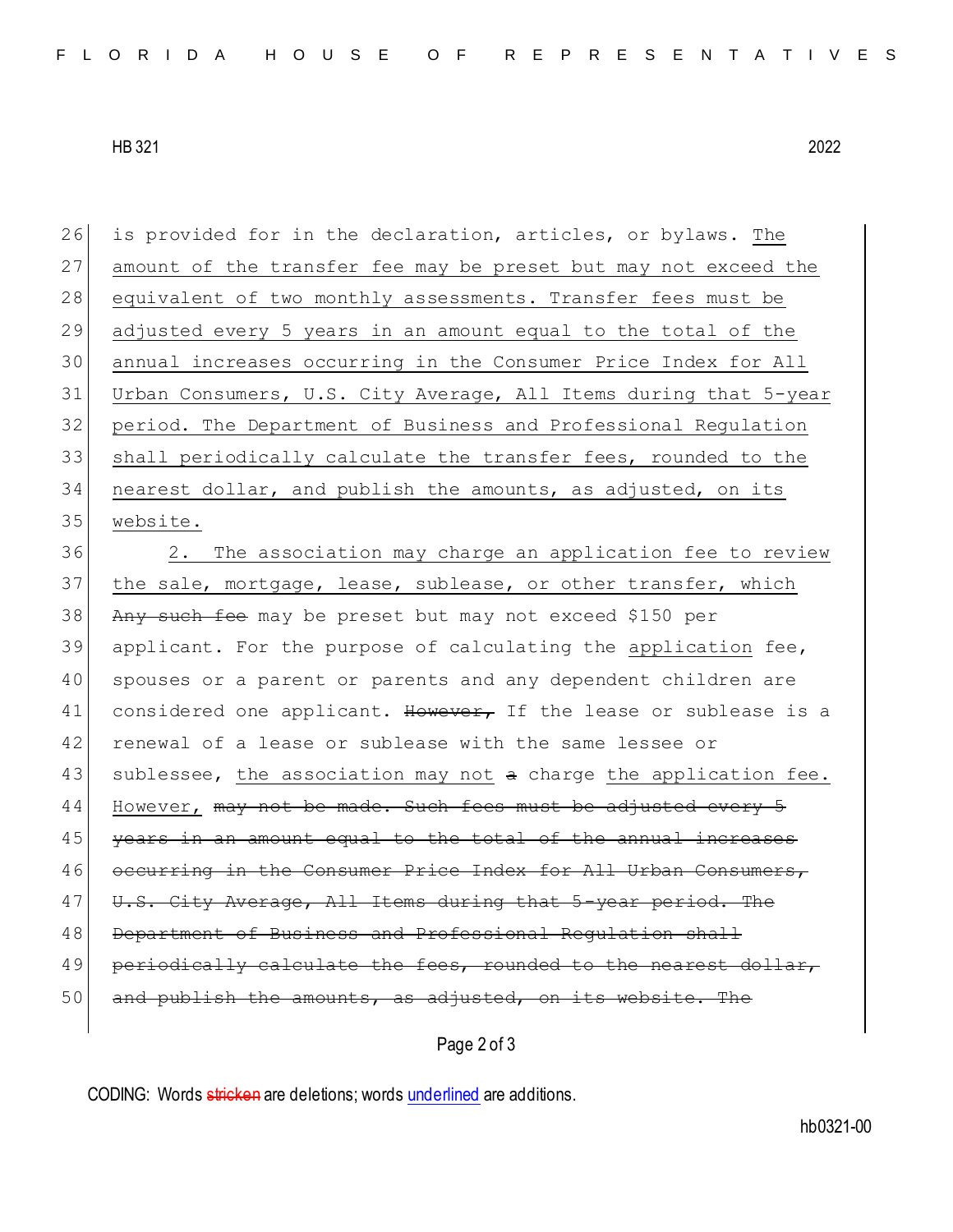26 is provided for in the declaration, articles, or bylaws. <u>The</u>
27 <u>amount of the transfer fee may be preset but may not exceed the</u>
28 <u>equivalent of two monthly assessments. Transfer fees must be</u>
29 <u>adjusted every 5 years in an amount equal to the total of the</u>
30 <u>annual increases occurring in the Consumer Price Index for All</u>
31 <u>Urban Consumers, U.S. City Average, All Items during that 5-year</u>
32 <u>period. The Department of Business and Professional Regulation</u>
33 <u>shall periodically calculate the transfer fees, rounded to the</u>
34 <u>nearest dollar, and publish the amounts, as adjusted, on its</u>
35 <u>website.</u>
36 2. <u>The association may charge an application fee to review</u>
37 <u>the sale, mortgage, lease, sublease, or other transfer, which</u>
38 ~~Any such fee~~ may be preset but may not exceed $150 per
39 applicant. For the purpose of calculating the <u>application</u> fee,
40 spouses or a parent or parents and any dependent children are
41 considered one applicant. ~~However,~~ If the lease or sublease is a
42 renewal of a lease or sublease with the same lessee or
43 sublessee, <u>the association may not</u> ~~a~~ charge <u>the application fee.</u>
44 <u>However,</u> ~~may not be made. Such fees must be adjusted every 5~~
45 ~~years in an amount equal to the total of the annual increases~~
46 ~~occurring in the Consumer Price Index for All Urban Consumers,~~
47 ~~U.S. City Average, All Items during that 5-year period. The~~
48 ~~Department of Business and Professional Regulation shall~~
49 ~~periodically calculate the fees, rounded to the nearest dollar,~~
50 ~~and publish the amounts, as adjusted, on its website. The~~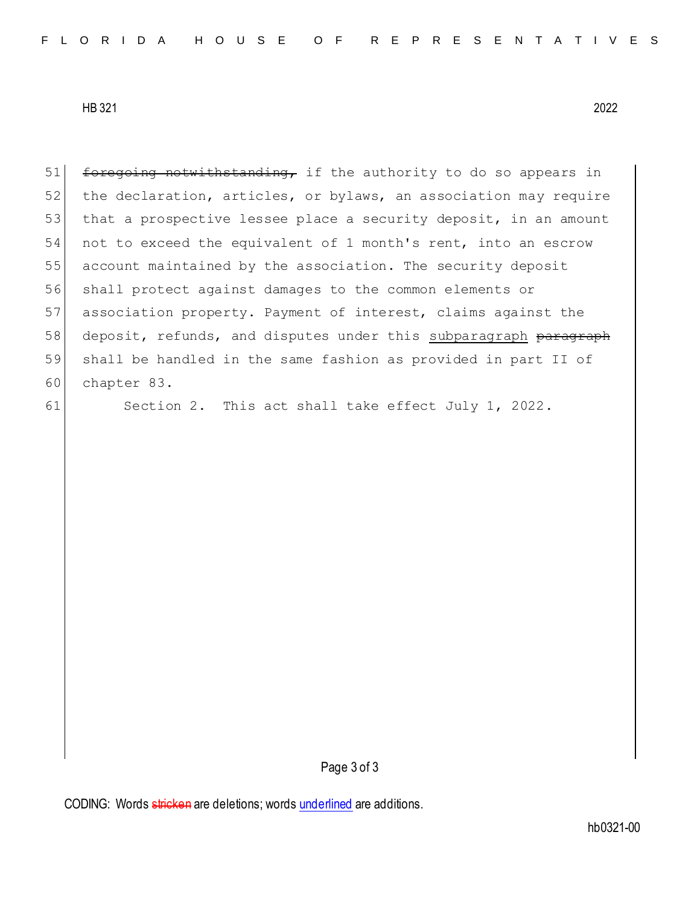51 ~~foregoing notwithstanding,~~ if the authority to do so appears in
52 the declaration, articles, or bylaws, an association may require
53 that a prospective lessee place a security deposit, in an amount
54 not to exceed the equivalent of 1 month's rent, into an escrow
55 account maintained by the association. The security deposit
56 shall protect against damages to the common elements or
57 association property. Payment of interest, claims against the
58 deposit, refunds, and disputes under this <u>subparagraph</u> ~~paragraph~~
59 shall be handled in the same fashion as provided in part II of
60 chapter 83.
61 Section 2. This act shall take effect July 1, 2022.

CODING: Words ~~stricken~~ are deletions; words <u>underlined</u> are additions.